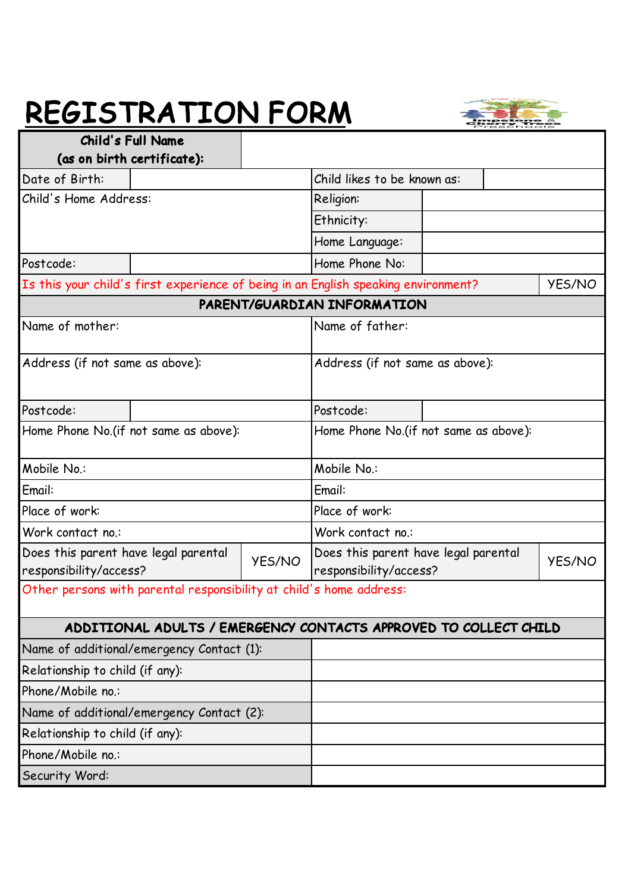# REGISTRATION FORM

| Child's Full Name (as on birth certificate): | | | |
|---|---|---|---|
| Date of Birth: | | Child likes to be known as: | |
| Child's Home Address: | | Religion: | |
| | | Ethnicity: | |
| | | Home Language: | |
| Postcode: | | Home Phone No: | |
| Is this your child's first experience of being in an English speaking environment? | | | YES/NO |

| PARENT/GUARDIAN INFORMATION | | | |
|---|---|---|---|
| Name of mother: | | Name of father: | |
| Address (if not same as above): | | Address (if not same as above): | |
| Postcode: | | Postcode: | |
| Home Phone No.(if not same as above): | | Home Phone No.(if not same as above): | |
| Mobile No.: | | Mobile No.: | |
| Email: | | Email: | |
| Place of work: | | Place of work: | |
| Work contact no.: | | Work contact no.: | |
| Does this parent have legal parental responsibility/access? | YES/NO | Does this parent have legal parental responsibility/access? | YES/NO |
| Other persons with parental responsibility at child's home address: | | | |

| ADDITIONAL ADULTS / EMERGENCY CONTACTS APPROVED TO COLLECT CHILD | |
|---|---|
| Name of additional/emergency Contact (1): | |
| Relationship to child (if any): | |
| Phone/Mobile no.: | |
| Name of additional/emergency Contact (2): | |
| Relationship to child (if any): | |
| Phone/Mobile no.: | |
| Security Word: | |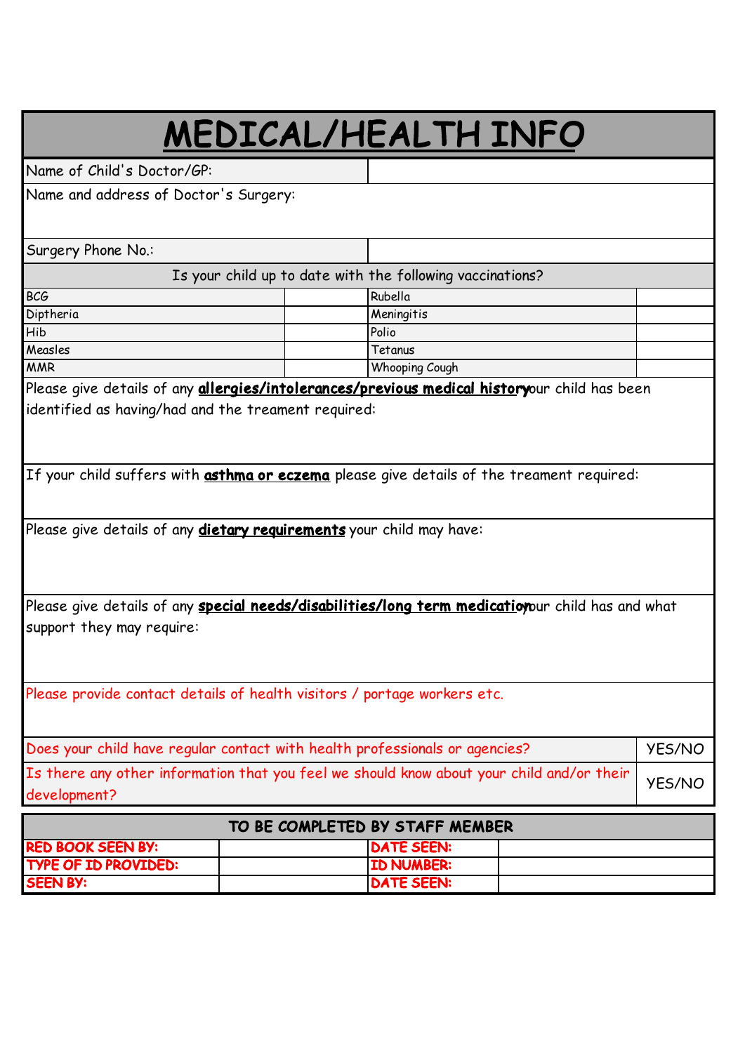# MEDICAL/HEALTH INFO

| Name of Child's Doctor/GP: | |
|---|---|
| Name and address of Doctor's Surgery: | |
| Surgery Phone No.: | |

| Is your child up to date with the following vaccinations? | | | |
|---|---|---|---|
| BCG | | Rubella | |
| Diptheria | | Meningitis | |
| Hib | | Polio | |
| Measles | | Tetanus | |
| MMR | | Whooping Cough | |

Please give details of any **allergies/intolerances/previous medical history** your child has been identified as having/had and the treament required:

If your child suffers with **asthma or eczema** please give details of the treament required:

Please give details of any **dietary requirements** your child may have:

Please give details of any **special needs/disabilities/long term medication** your child has and what support they may require:

Please provide contact details of health visitors / portage workers etc.

| Does your child have regular contact with health professionals or agencies? | YES/NO |
|---|---|
| Is there any other information that you feel we should know about your child and/or their development? | YES/NO |

| TO BE COMPLETED BY STAFF MEMBER | | | |
|---|---|---|---|
| **RED BOOK SEEN BY:** | | **DATE SEEN:** | |
| **TYPE OF ID PROVIDED:** | | **ID NUMBER:** | |
| **SEEN BY:** | | **DATE SEEN:** | |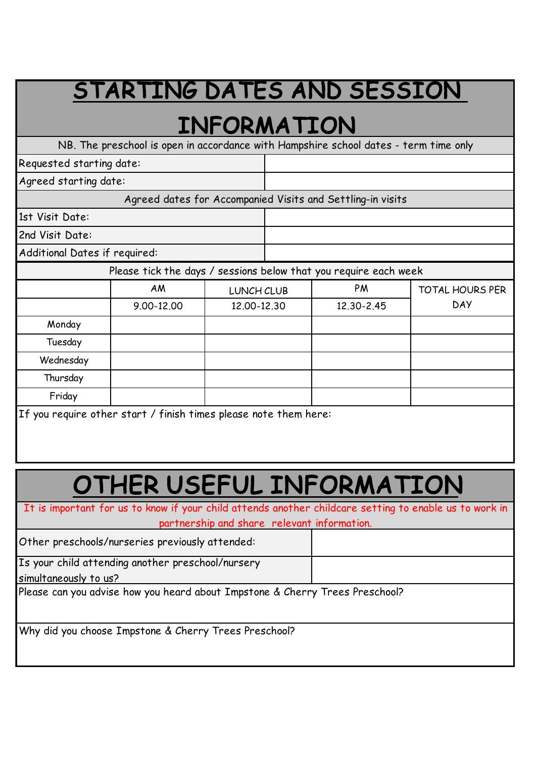# STARTING DATES AND SESSION INFORMATION

NB. The preschool is open in accordance with Hampshire school dates - term time only

| | |
|---|---|
| Requested starting date: | |
| Agreed starting date: | |

Agreed dates for Accompanied Visits and Settling-in visits

| | |
|---|---|
| 1st Visit Date: | |
| 2nd Visit Date: | |
| Additional Dates if required: | |

Please tick the days / sessions below that you require each week

| | AM | LUNCH CLUB | PM | TOTAL HOURS PER DAY |
|---|---|---|---|---|
| | 9.00-12.00 | 12.00-12.30 | 12.30-2.45 | |
| Monday | | | | |
| Tuesday | | | | |
| Wednesday | | | | |
| Thursday | | | | |
| Friday | | | | |

If you require other start / finish times please note them here:

# OTHER USEFUL INFORMATION

It is important for us to know if your child attends another childcare setting to enable us to work in partnership and share relevant information.

| | |
|---|---|
| Other preschools/nurseries previously attended: | |
| Is your child attending another preschool/nursery simultaneously to us? | |

Please can you advise how you heard about Impstone & Cherry Trees Preschool?

Why did you choose Impstone & Cherry Trees Preschool?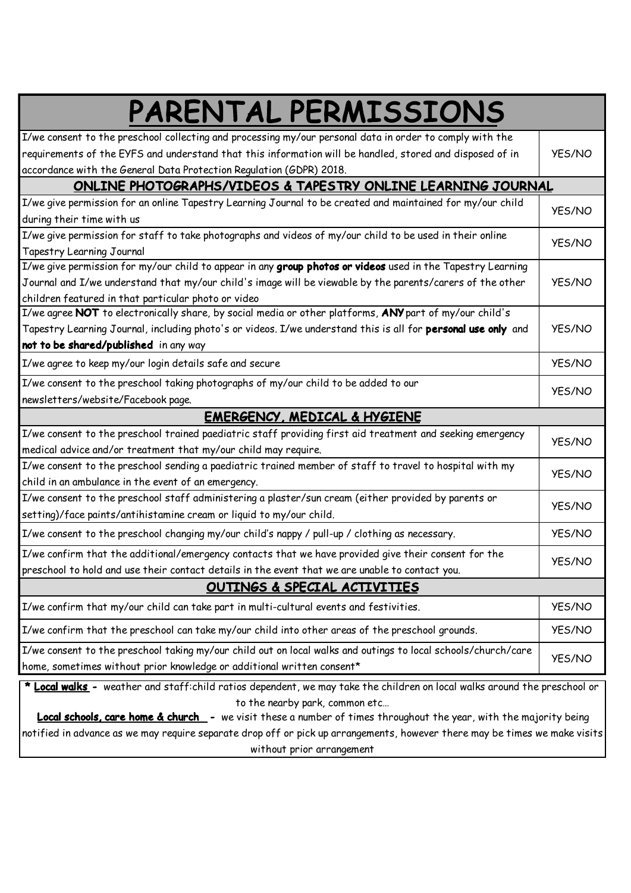# PARENTAL PERMISSIONS

| | |
|---|---|
| I/we consent to the preschool collecting and processing my/our personal data in order to comply with the requirements of the EYFS and understand that this information will be handled, stored and disposed of in accordance with the General Data Protection Regulation (GDPR) 2018. | YES/NO |
| **ONLINE PHOTOGRAPHS/VIDEOS & TAPESTRY ONLINE LEARNING JOURNAL** | |
| I/we give permission for an online Tapestry Learning Journal to be created and maintained for my/our child during their time with us | YES/NO |
| I/we give permission for staff to take photographs and videos of my/our child to be used in their online Tapestry Learning Journal | YES/NO |
| I/we give permission for my/our child to appear in any **group photos or videos** used in the Tapestry Learning Journal and I/we understand that my/our child's image will be viewable by the parents/carers of the other children featured in that particular photo or video | YES/NO |
| I/we agree **NOT** to electronically share, by social media or other platforms, **ANY** part of my/our child's Tapestry Learning Journal, including photo's or videos. I/we understand this is all for **personal use only** and **not to be shared/published** in any way | YES/NO |
| I/we agree to keep my/our login details safe and secure | YES/NO |
| I/we consent to the preschool taking photographs of my/our child to be added to our newsletters/website/Facebook page. | YES/NO |
| **EMERGENCY, MEDICAL & HYGIENE** | |
| I/we consent to the preschool trained paediatric staff providing first aid treatment and seeking emergency medical advice and/or treatment that my/our child may require. | YES/NO |
| I/we consent to the preschool sending a paediatric trained member of staff to travel to hospital with my child in an ambulance in the event of an emergency. | YES/NO |
| I/we consent to the preschool staff administering a plaster/sun cream (either provided by parents or setting)/face paints/antihistamine cream or liquid to my/our child. | YES/NO |
| I/we consent to the preschool changing my/our child's nappy / pull-up / clothing as necessary. | YES/NO |
| I/we confirm that the additional/emergency contacts that we have provided give their consent for the preschool to hold and use their contact details in the event that we are unable to contact you. | YES/NO |
| **OUTINGS & SPECIAL ACTIVITIES** | |
| I/we confirm that my/our child can take part in multi-cultural events and festivities. | YES/NO |
| I/we confirm that the preschool can take my/our child into other areas of the preschool grounds. | YES/NO |
| I/we consent to the preschool taking my/our child out on local walks and outings to local schools/church/care home, sometimes without prior knowledge or additional written consent* | YES/NO |

**\* Local walks -** weather and staff:child ratios dependent, we may take the children on local walks around the preschool or to the nearby park, common etc…

**Local schools, care home & church -** we visit these a number of times throughout the year, with the majority being notified in advance as we may require separate drop off or pick up arrangements, however there may be times we make visits without prior arrangement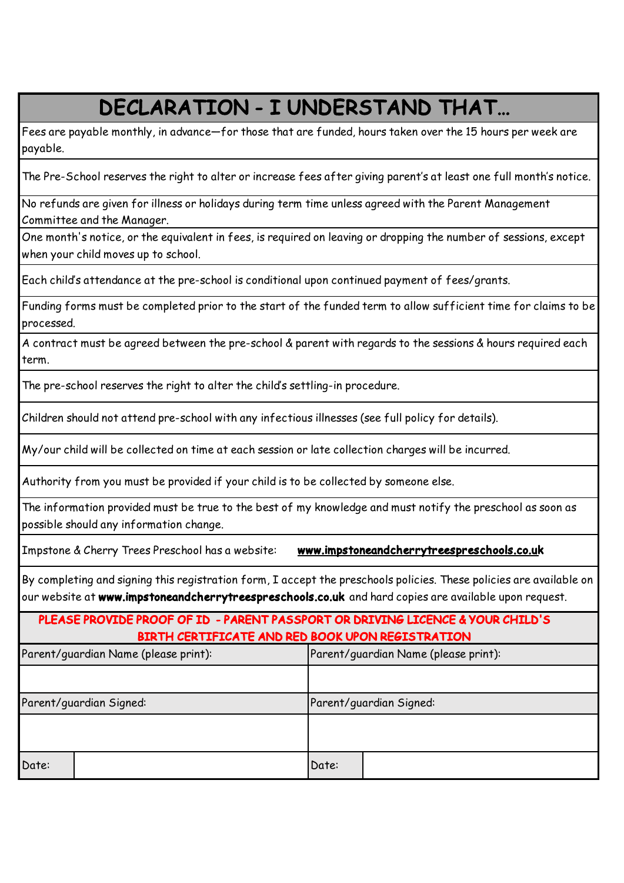# DECLARATION - I UNDERSTAND THAT…

Fees are payable monthly, in advance—for those that are funded, hours taken over the 15 hours per week are payable.

The Pre-School reserves the right to alter or increase fees after giving parent's at least one full month's notice.

No refunds are given for illness or holidays during term time unless agreed with the Parent Management Committee and the Manager.

One month's notice, or the equivalent in fees, is required on leaving or dropping the number of sessions, except when your child moves up to school.

Each child's attendance at the pre-school is conditional upon continued payment of fees/grants.

Funding forms must be completed prior to the start of the funded term to allow sufficient time for claims to be processed.

A contract must be agreed between the pre-school & parent with regards to the sessions & hours required each term.

The pre-school reserves the right to alter the child's settling-in procedure.

Children should not attend pre-school with any infectious illnesses (see full policy for details).

My/our child will be collected on time at each session or late collection charges will be incurred.

Authority from you must be provided if your child is to be collected by someone else.

The information provided must be true to the best of my knowledge and must notify the preschool as soon as possible should any information change.

Impstone & Cherry Trees Preschool has a website: **www.impstoneandcherrytreespreschools.co.uk**

By completing and signing this registration form, I accept the preschools policies. These policies are available on our website at **www.impstoneandcherrytreespreschools.co.uk** and hard copies are available upon request.

**PLEASE PROVIDE PROOF OF ID - PARENT PASSPORT OR DRIVING LICENCE & YOUR CHILD'S BIRTH CERTIFICATE AND RED BOOK UPON REGISTRATION**

| | | | |
|---|---|---|---|
| Parent/guardian Name (please print): | | Parent/guardian Name (please print): | |
| | | | |
| Parent/guardian Signed: | | Parent/guardian Signed: | |
| | | | |
| Date: | | Date: | |